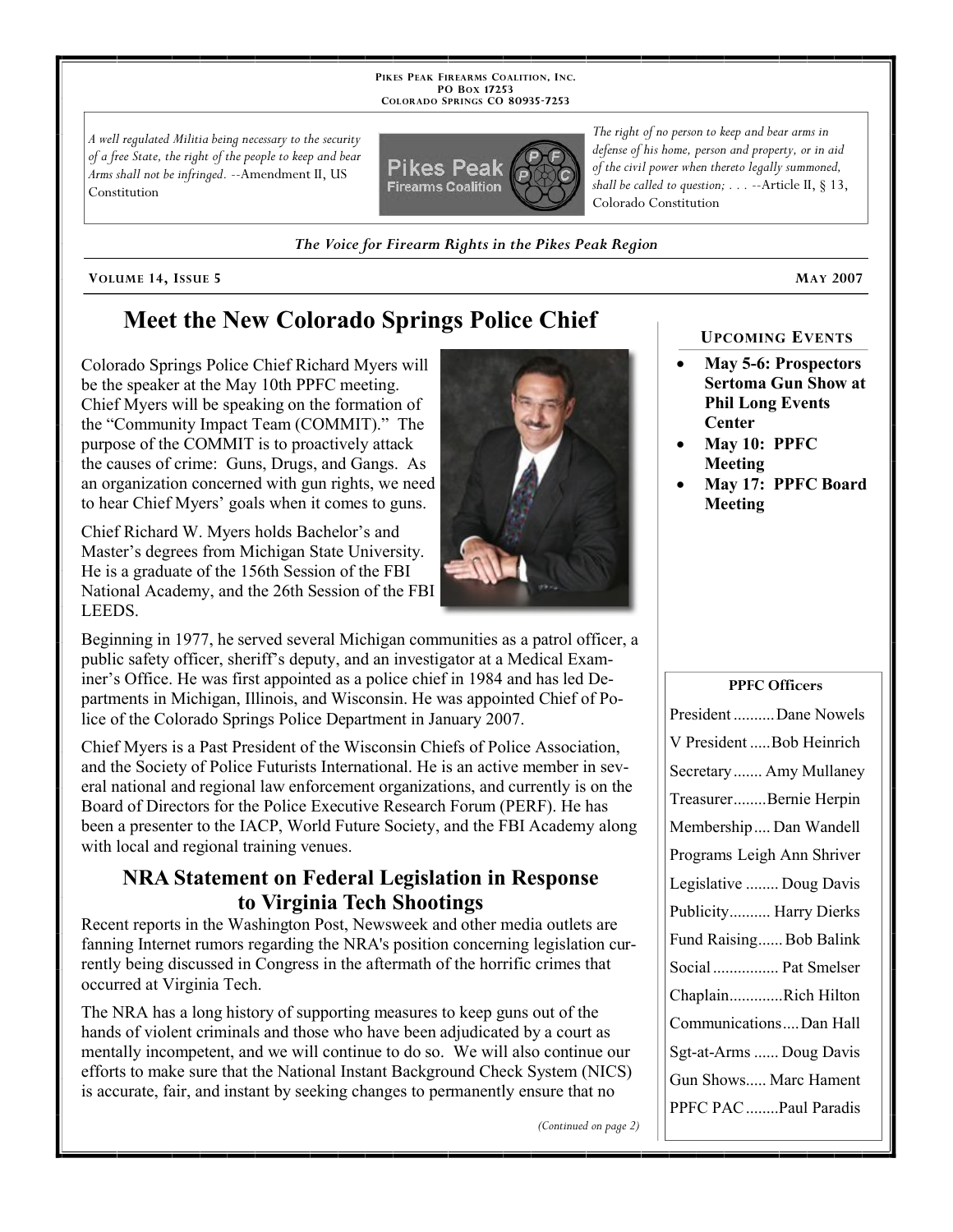PIKES PEAK FIREARMS COALITION, INC.
PO BOX 17253
COLORADO SPRINGS CO 80935-7253

*A well regulated Militia being necessary to the security of a free State, the right of the people to keep and bear Arms shall not be infringed.* --Amendment II, US Constitution

*The right of no person to keep and bear arms in defense of his home, person and property, or in aid of the civil power when thereto legally summoned, shall be called to question; . . .* --Article II, § 13, Colorado Constitution

*The Voice for Firearm Rights in the Pikes Peak Region*

VOLUME 14, ISSUE 5 — MAY 2007

# Meet the New Colorado Springs Police Chief

Colorado Springs Police Chief Richard Myers will be the speaker at the May 10th PPFC meeting. Chief Myers will be speaking on the formation of the "Community Impact Team (COMMIT)." The purpose of the COMMIT is to proactively attack the causes of crime: Guns, Drugs, and Gangs. As an organization concerned with gun rights, we need to hear Chief Myers' goals when it comes to guns.

Chief Richard W. Myers holds Bachelor's and Master's degrees from Michigan State University. He is a graduate of the 156th Session of the FBI National Academy, and the 26th Session of the FBI LEEDS.

Beginning in 1977, he served several Michigan communities as a patrol officer, a public safety officer, sheriff's deputy, and an investigator at a Medical Examiner's Office. He was first appointed as a police chief in 1984 and has led Departments in Michigan, Illinois, and Wisconsin. He was appointed Chief of Police of the Colorado Springs Police Department in January 2007.

Chief Myers is a Past President of the Wisconsin Chiefs of Police Association, and the Society of Police Futurists International. He is an active member in several national and regional law enforcement organizations, and currently is on the Board of Directors for the Police Executive Research Forum (PERF). He has been a presenter to the IACP, World Future Society, and the FBI Academy along with local and regional training venues.

## NRA Statement on Federal Legislation in Response to Virginia Tech Shootings

Recent reports in the Washington Post, Newsweek and other media outlets are fanning Internet rumors regarding the NRA's position concerning legislation currently being discussed in Congress in the aftermath of the horrific crimes that occurred at Virginia Tech.

The NRA has a long history of supporting measures to keep guns out of the hands of violent criminals and those who have been adjudicated by a court as mentally incompetent, and we will continue to do so. We will also continue our efforts to make sure that the National Instant Background Check System (NICS) is accurate, fair, and instant by seeking changes to permanently ensure that no

*(Continued on page 2)*

### UPCOMING EVENTS

- **May 5-6: Prospectors Sertoma Gun Show at Phil Long Events Center**
- **May 10: PPFC Meeting**
- **May 17: PPFC Board Meeting**

### PPFC Officers

| Office | Name |
|---|---|
| President | Dane Nowels |
| V President | Bob Heinrich |
| Secretary | Amy Mullaney |
| Treasurer | Bernie Herpin |
| Membership | Dan Wandell |
| Programs | Leigh Ann Shriver |
| Legislative | Doug Davis |
| Publicity | Harry Dierks |
| Fund Raising | Bob Balink |
| Social | Pat Smelser |
| Chaplain | Rich Hilton |
| Communications | Dan Hall |
| Sgt-at-Arms | Doug Davis |
| Gun Shows | Marc Hament |
| PPFC PAC | Paul Paradis |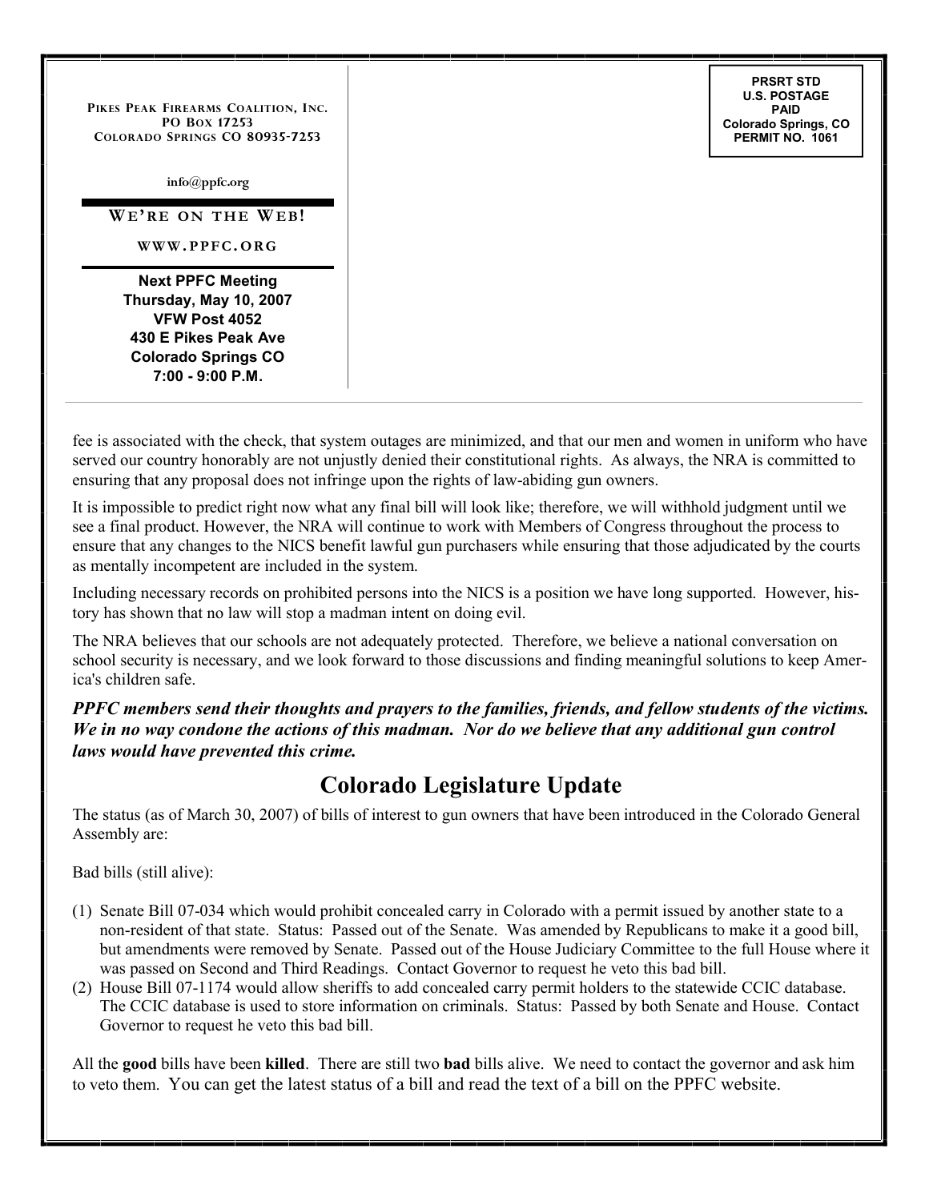Pikes Peak Firearms Coalition, Inc.
PO Box 17253
Colorado Springs CO 80935-7253

info@ppfc.org

**We're on the Web!**

**www.ppfc.org**

**Next PPFC Meeting**
**Thursday, May 10, 2007**
**VFW Post 4052**
**430 E Pikes Peak Ave**
**Colorado Springs CO**
**7:00 - 9:00 P.M.**

PRSRT STD
U.S. POSTAGE
PAID
Colorado Springs, CO
PERMIT NO. 1061

fee is associated with the check, that system outages are minimized, and that our men and women in uniform who have served our country honorably are not unjustly denied their constitutional rights. As always, the NRA is committed to ensuring that any proposal does not infringe upon the rights of law-abiding gun owners.

It is impossible to predict right now what any final bill will look like; therefore, we will withhold judgment until we see a final product. However, the NRA will continue to work with Members of Congress throughout the process to ensure that any changes to the NICS benefit lawful gun purchasers while ensuring that those adjudicated by the courts as mentally incompetent are included in the system.

Including necessary records on prohibited persons into the NICS is a position we have long supported. However, history has shown that no law will stop a madman intent on doing evil.

The NRA believes that our schools are not adequately protected. Therefore, we believe a national conversation on school security is necessary, and we look forward to those discussions and finding meaningful solutions to keep America's children safe.

***PPFC members send their thoughts and prayers to the families, friends, and fellow students of the victims. We in no way condone the actions of this madman. Nor do we believe that any additional gun control laws would have prevented this crime.***

## Colorado Legislature Update

The status (as of March 30, 2007) of bills of interest to gun owners that have been introduced in the Colorado General Assembly are:

Bad bills (still alive):

1. Senate Bill 07-034 which would prohibit concealed carry in Colorado with a permit issued by another state to a non-resident of that state. Status: Passed out of the Senate. Was amended by Republicans to make it a good bill, but amendments were removed by Senate. Passed out of the House Judiciary Committee to the full House where it was passed on Second and Third Readings. Contact Governor to request he veto this bad bill.
2. House Bill 07-1174 would allow sheriffs to add concealed carry permit holders to the statewide CCIC database. The CCIC database is used to store information on criminals. Status: Passed by both Senate and House. Contact Governor to request he veto this bad bill.

All the **good** bills have been **killed**. There are still two **bad** bills alive. We need to contact the governor and ask him to veto them. You can get the latest status of a bill and read the text of a bill on the PPFC website.